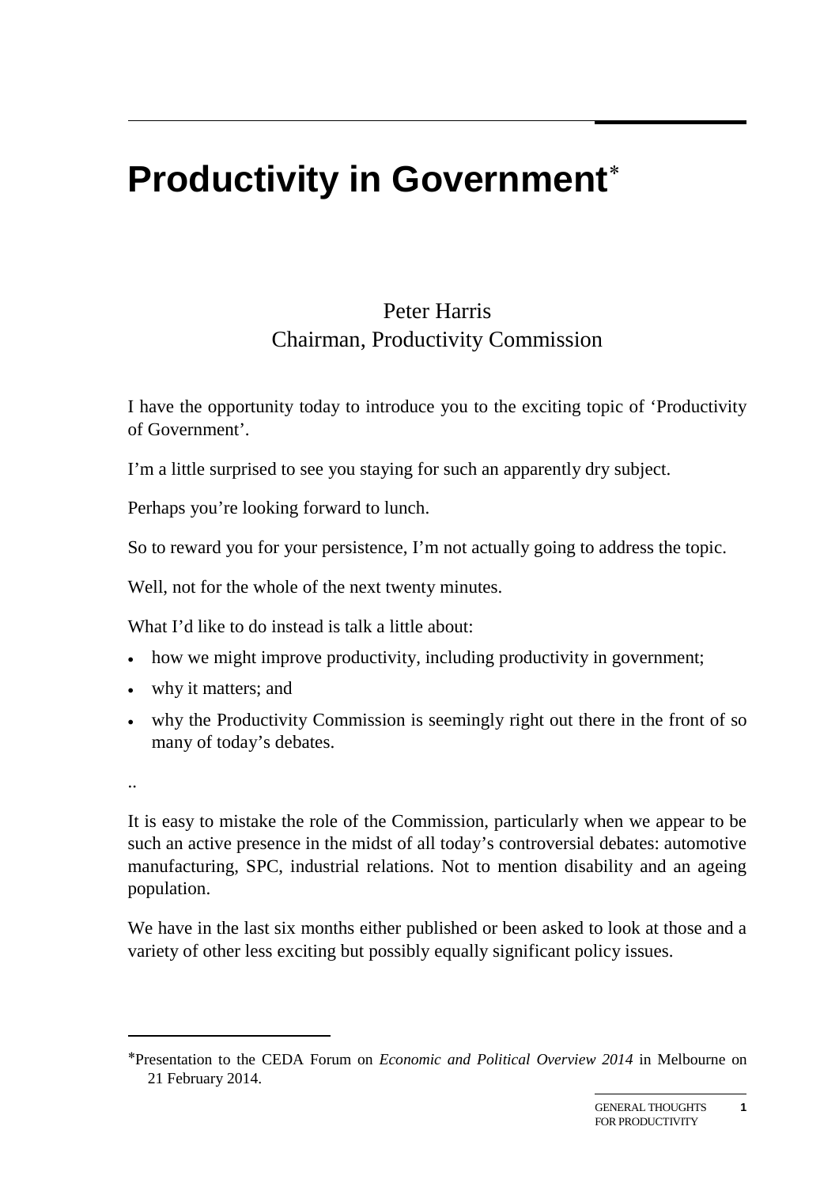# Productivity in Government*

Peter Harris
Chairman, Productivity Commission

I have the opportunity today to introduce you to the exciting topic of 'Productivity of Government'.

I'm a little surprised to see you staying for such an apparently dry subject.

Perhaps you're looking forward to lunch.

So to reward you for your persistence, I'm not actually going to address the topic.

Well, not for the whole of the next twenty minutes.

What I'd like to do instead is talk a little about:

- how we might improve productivity, including productivity in government;
- why it matters; and
- why the Productivity Commission is seemingly right out there in the front of so many of today's debates.

..

It is easy to mistake the role of the Commission, particularly when we appear to be such an active presence in the midst of all today's controversial debates: automotive manufacturing, SPC, industrial relations. Not to mention disability and an ageing population.

We have in the last six months either published or been asked to look at those and a variety of other less exciting but possibly equally significant policy issues.

---

*Presentation to the CEDA Forum on *Economic and Political Overview 2014* in Melbourne on 21 February 2014.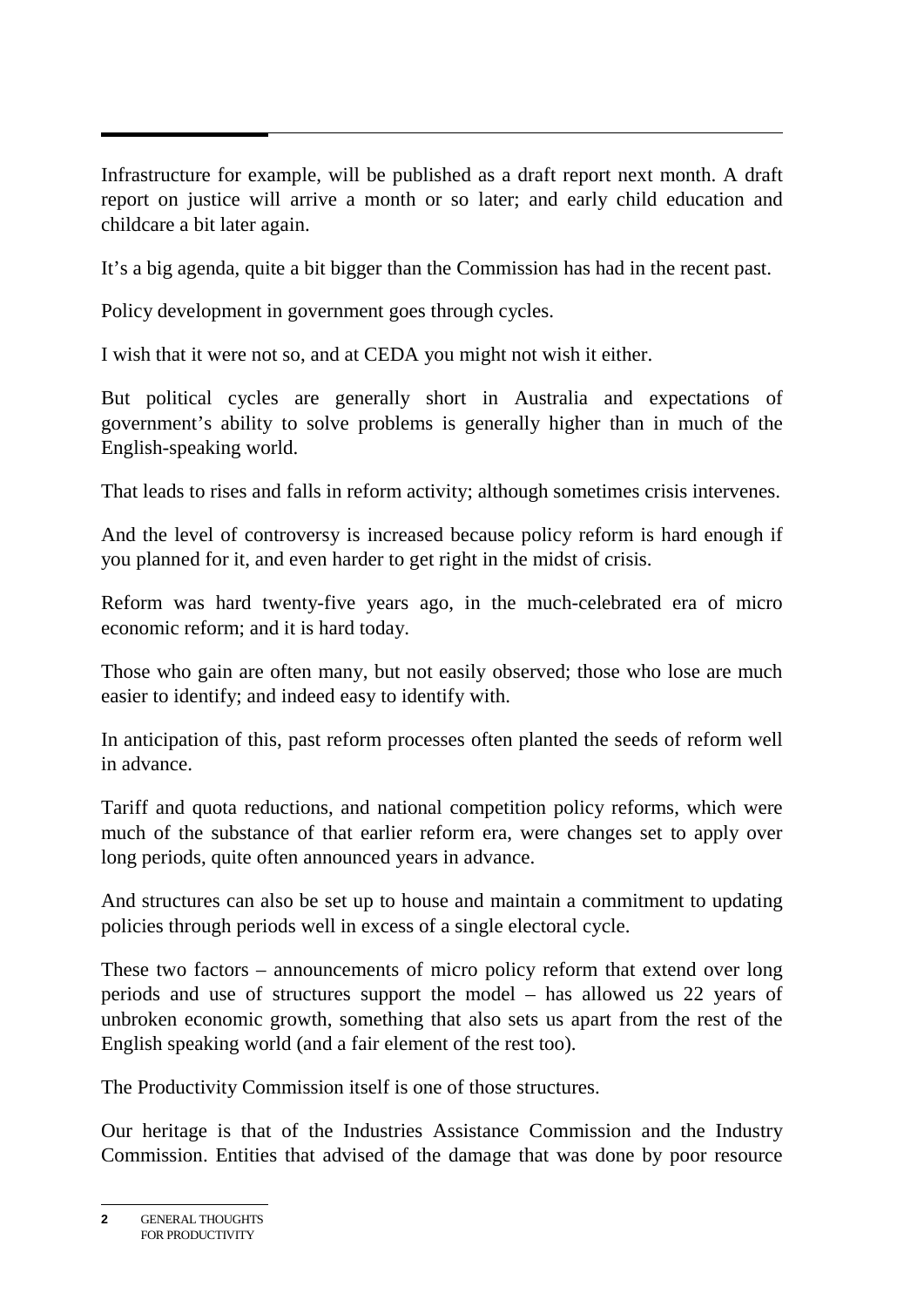Infrastructure for example, will be published as a draft report next month. A draft report on justice will arrive a month or so later; and early child education and childcare a bit later again.

It's a big agenda, quite a bit bigger than the Commission has had in the recent past.

Policy development in government goes through cycles.

I wish that it were not so, and at CEDA you might not wish it either.

But political cycles are generally short in Australia and expectations of government's ability to solve problems is generally higher than in much of the English-speaking world.

That leads to rises and falls in reform activity; although sometimes crisis intervenes.

And the level of controversy is increased because policy reform is hard enough if you planned for it, and even harder to get right in the midst of crisis.

Reform was hard twenty-five years ago, in the much-celebrated era of micro economic reform; and it is hard today.

Those who gain are often many, but not easily observed; those who lose are much easier to identify; and indeed easy to identify with.

In anticipation of this, past reform processes often planted the seeds of reform well in advance.

Tariff and quota reductions, and national competition policy reforms, which were much of the substance of that earlier reform era, were changes set to apply over long periods, quite often announced years in advance.

And structures can also be set up to house and maintain a commitment to updating policies through periods well in excess of a single electoral cycle.

These two factors – announcements of micro policy reform that extend over long periods and use of structures support the model – has allowed us 22 years of unbroken economic growth, something that also sets us apart from the rest of the English speaking world (and a fair element of the rest too).

The Productivity Commission itself is one of those structures.

Our heritage is that of the Industries Assistance Commission and the Industry Commission. Entities that advised of the damage that was done by poor resource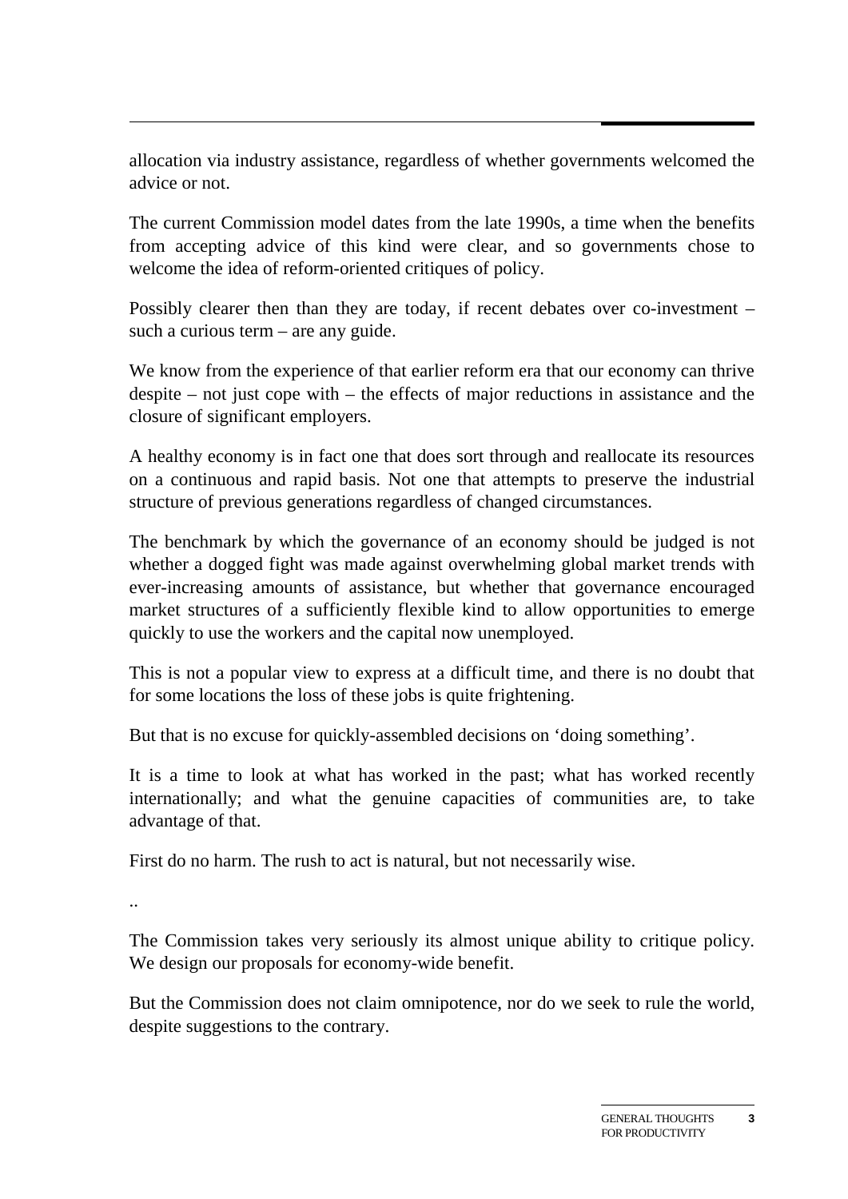allocation via industry assistance, regardless of whether governments welcomed the advice or not.

The current Commission model dates from the late 1990s, a time when the benefits from accepting advice of this kind were clear, and so governments chose to welcome the idea of reform-oriented critiques of policy.

Possibly clearer then than they are today, if recent debates over co-investment – such a curious term – are any guide.

We know from the experience of that earlier reform era that our economy can thrive despite – not just cope with – the effects of major reductions in assistance and the closure of significant employers.

A healthy economy is in fact one that does sort through and reallocate its resources on a continuous and rapid basis. Not one that attempts to preserve the industrial structure of previous generations regardless of changed circumstances.

The benchmark by which the governance of an economy should be judged is not whether a dogged fight was made against overwhelming global market trends with ever-increasing amounts of assistance, but whether that governance encouraged market structures of a sufficiently flexible kind to allow opportunities to emerge quickly to use the workers and the capital now unemployed.

This is not a popular view to express at a difficult time, and there is no doubt that for some locations the loss of these jobs is quite frightening.

But that is no excuse for quickly-assembled decisions on 'doing something'.

It is a time to look at what has worked in the past; what has worked recently internationally; and what the genuine capacities of communities are, to take advantage of that.

First do no harm. The rush to act is natural, but not necessarily wise.

..

The Commission takes very seriously its almost unique ability to critique policy. We design our proposals for economy-wide benefit.

But the Commission does not claim omnipotence, nor do we seek to rule the world, despite suggestions to the contrary.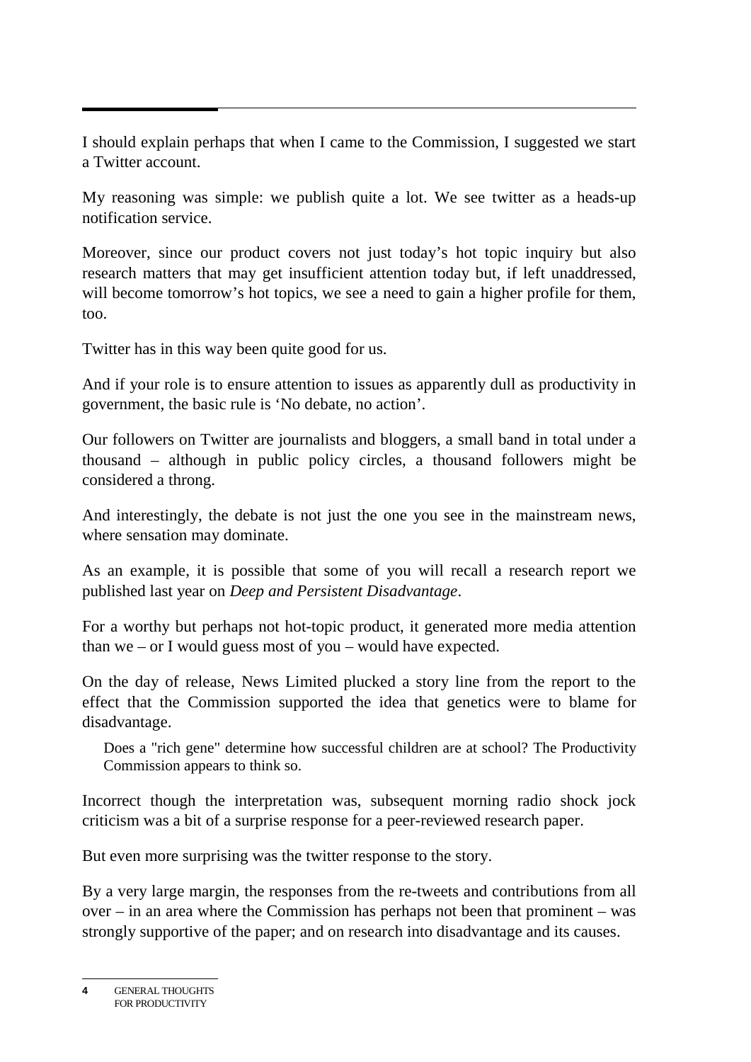I should explain perhaps that when I came to the Commission, I suggested we start a Twitter account.

My reasoning was simple: we publish quite a lot. We see twitter as a heads-up notification service.

Moreover, since our product covers not just today's hot topic inquiry but also research matters that may get insufficient attention today but, if left unaddressed, will become tomorrow's hot topics, we see a need to gain a higher profile for them, too.

Twitter has in this way been quite good for us.

And if your role is to ensure attention to issues as apparently dull as productivity in government, the basic rule is 'No debate, no action'.

Our followers on Twitter are journalists and bloggers, a small band in total under a thousand – although in public policy circles, a thousand followers might be considered a throng.

And interestingly, the debate is not just the one you see in the mainstream news, where sensation may dominate.

As an example, it is possible that some of you will recall a research report we published last year on *Deep and Persistent Disadvantage*.

For a worthy but perhaps not hot-topic product, it generated more media attention than we – or I would guess most of you – would have expected.

On the day of release, News Limited plucked a story line from the report to the effect that the Commission supported the idea that genetics were to blame for disadvantage.

> Does a "rich gene" determine how successful children are at school? The Productivity Commission appears to think so.

Incorrect though the interpretation was, subsequent morning radio shock jock criticism was a bit of a surprise response for a peer-reviewed research paper.

But even more surprising was the twitter response to the story.

By a very large margin, the responses from the re-tweets and contributions from all over – in an area where the Commission has perhaps not been that prominent – was strongly supportive of the paper; and on research into disadvantage and its causes.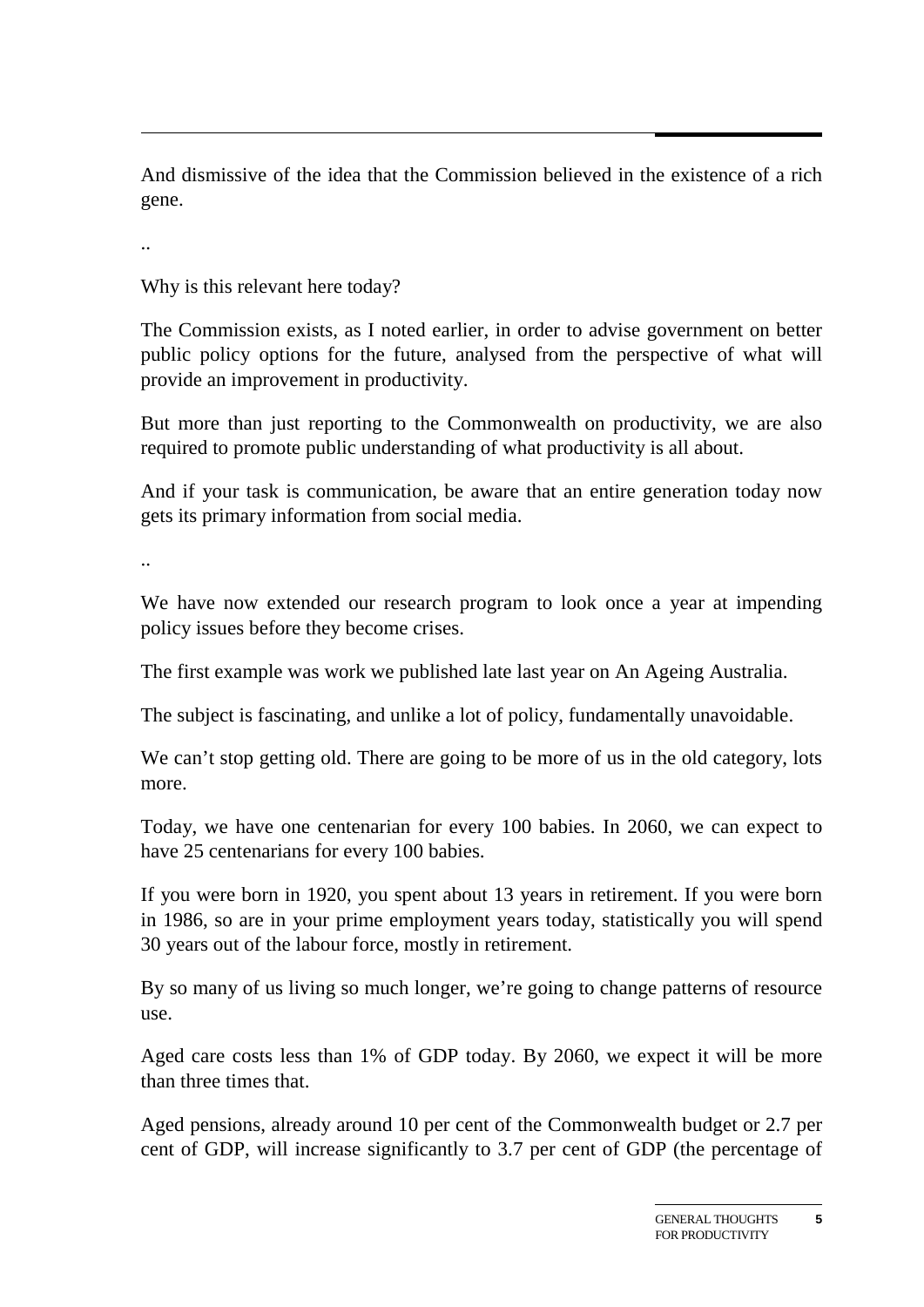And dismissive of the idea that the Commission believed in the existence of a rich gene.

..

Why is this relevant here today?

The Commission exists, as I noted earlier, in order to advise government on better public policy options for the future, analysed from the perspective of what will provide an improvement in productivity.

But more than just reporting to the Commonwealth on productivity, we are also required to promote public understanding of what productivity is all about.

And if your task is communication, be aware that an entire generation today now gets its primary information from social media.

..

We have now extended our research program to look once a year at impending policy issues before they become crises.

The first example was work we published late last year on An Ageing Australia.

The subject is fascinating, and unlike a lot of policy, fundamentally unavoidable.

We can't stop getting old. There are going to be more of us in the old category, lots more.

Today, we have one centenarian for every 100 babies. In 2060, we can expect to have 25 centenarians for every 100 babies.

If you were born in 1920, you spent about 13 years in retirement. If you were born in 1986, so are in your prime employment years today, statistically you will spend 30 years out of the labour force, mostly in retirement.

By so many of us living so much longer, we're going to change patterns of resource use.

Aged care costs less than 1% of GDP today. By 2060, we expect it will be more than three times that.

Aged pensions, already around 10 per cent of the Commonwealth budget or 2.7 per cent of GDP, will increase significantly to 3.7 per cent of GDP (the percentage of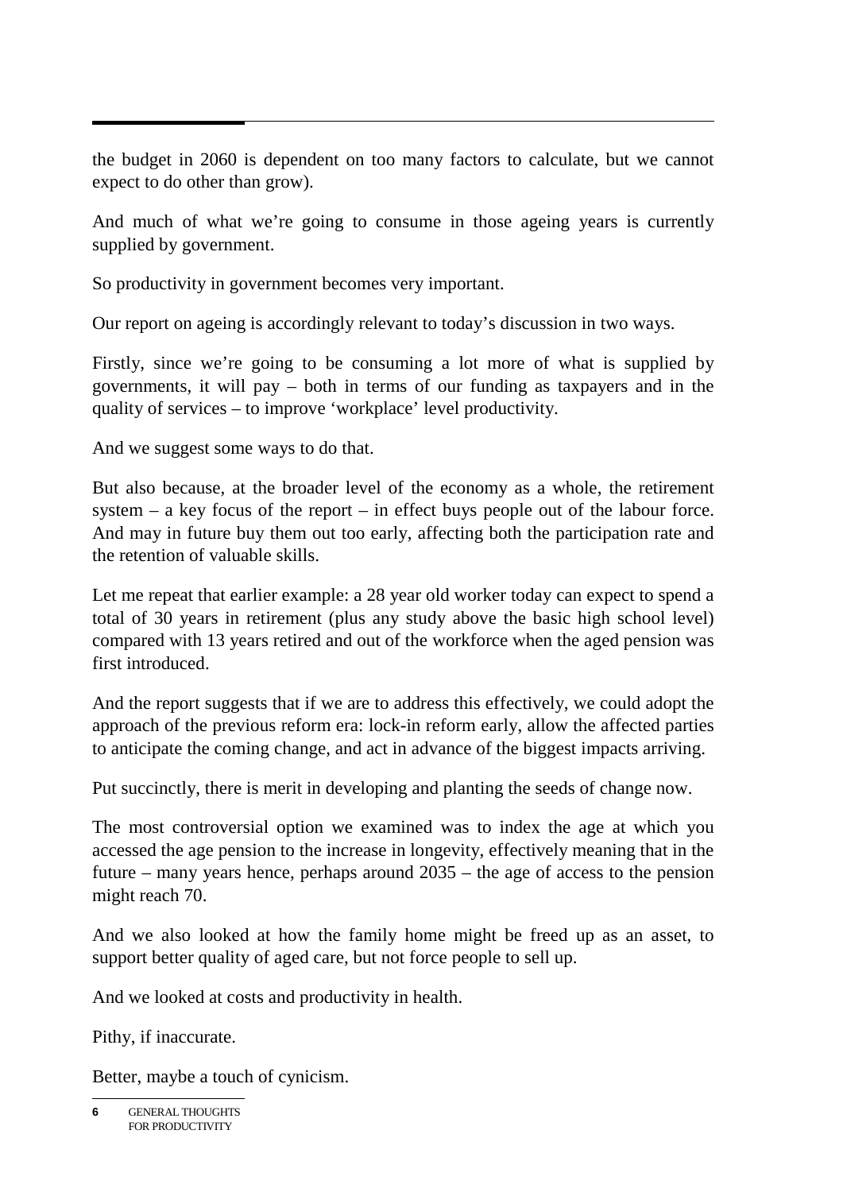the budget in 2060 is dependent on too many factors to calculate, but we cannot expect to do other than grow).

And much of what we're going to consume in those ageing years is currently supplied by government.

So productivity in government becomes very important.

Our report on ageing is accordingly relevant to today's discussion in two ways.

Firstly, since we're going to be consuming a lot more of what is supplied by governments, it will pay – both in terms of our funding as taxpayers and in the quality of services – to improve 'workplace' level productivity.

And we suggest some ways to do that.

But also because, at the broader level of the economy as a whole, the retirement system – a key focus of the report – in effect buys people out of the labour force. And may in future buy them out too early, affecting both the participation rate and the retention of valuable skills.

Let me repeat that earlier example: a 28 year old worker today can expect to spend a total of 30 years in retirement (plus any study above the basic high school level) compared with 13 years retired and out of the workforce when the aged pension was first introduced.

And the report suggests that if we are to address this effectively, we could adopt the approach of the previous reform era: lock-in reform early, allow the affected parties to anticipate the coming change, and act in advance of the biggest impacts arriving.

Put succinctly, there is merit in developing and planting the seeds of change now.

The most controversial option we examined was to index the age at which you accessed the age pension to the increase in longevity, effectively meaning that in the future – many years hence, perhaps around 2035 – the age of access to the pension might reach 70.

And we also looked at how the family home might be freed up as an asset, to support better quality of aged care, but not force people to sell up.

And we looked at costs and productivity in health.

Pithy, if inaccurate.

Better, maybe a touch of cynicism.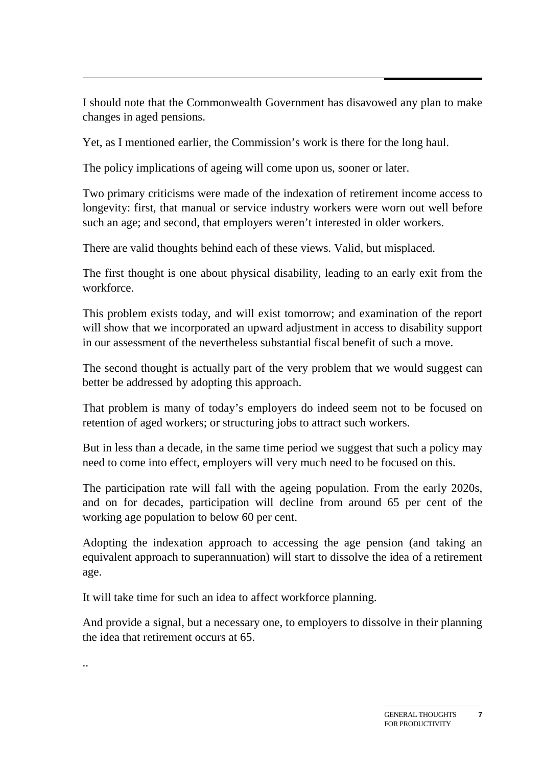I should note that the Commonwealth Government has disavowed any plan to make changes in aged pensions.

Yet, as I mentioned earlier, the Commission's work is there for the long haul.

The policy implications of ageing will come upon us, sooner or later.

Two primary criticisms were made of the indexation of retirement income access to longevity: first, that manual or service industry workers were worn out well before such an age; and second, that employers weren't interested in older workers.

There are valid thoughts behind each of these views. Valid, but misplaced.

The first thought is one about physical disability, leading to an early exit from the workforce.

This problem exists today, and will exist tomorrow; and examination of the report will show that we incorporated an upward adjustment in access to disability support in our assessment of the nevertheless substantial fiscal benefit of such a move.

The second thought is actually part of the very problem that we would suggest can better be addressed by adopting this approach.

That problem is many of today's employers do indeed seem not to be focused on retention of aged workers; or structuring jobs to attract such workers.

But in less than a decade, in the same time period we suggest that such a policy may need to come into effect, employers will very much need to be focused on this.

The participation rate will fall with the ageing population. From the early 2020s, and on for decades, participation will decline from around 65 per cent of the working age population to below 60 per cent.

Adopting the indexation approach to accessing the age pension (and taking an equivalent approach to superannuation) will start to dissolve the idea of a retirement age.

It will take time for such an idea to affect workforce planning.

And provide a signal, but a necessary one, to employers to dissolve in their planning the idea that retirement occurs at 65.

..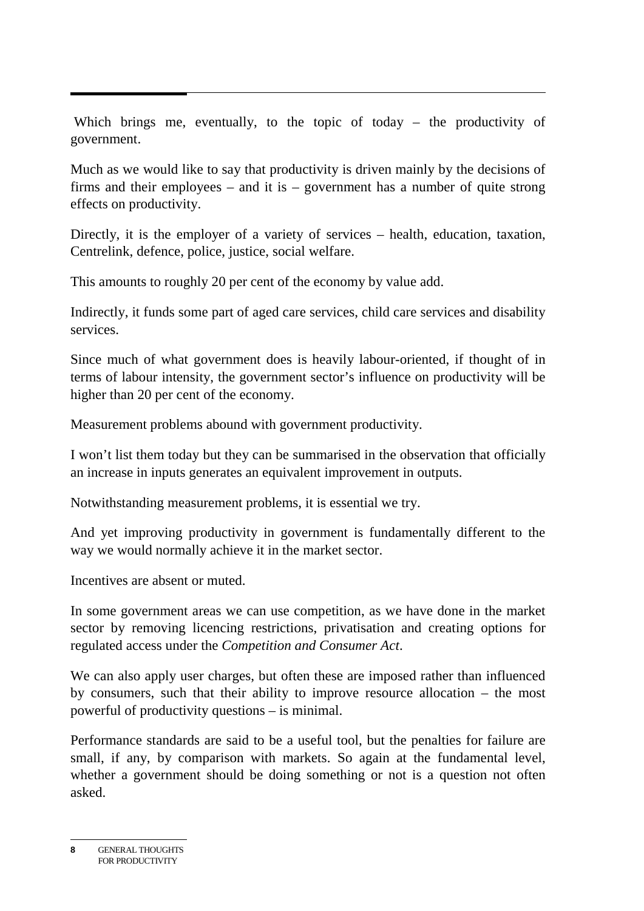Which brings me, eventually, to the topic of today – the productivity of government.

Much as we would like to say that productivity is driven mainly by the decisions of firms and their employees – and it is – government has a number of quite strong effects on productivity.

Directly, it is the employer of a variety of services – health, education, taxation, Centrelink, defence, police, justice, social welfare.

This amounts to roughly 20 per cent of the economy by value add.

Indirectly, it funds some part of aged care services, child care services and disability services.

Since much of what government does is heavily labour-oriented, if thought of in terms of labour intensity, the government sector's influence on productivity will be higher than 20 per cent of the economy.

Measurement problems abound with government productivity.

I won't list them today but they can be summarised in the observation that officially an increase in inputs generates an equivalent improvement in outputs.

Notwithstanding measurement problems, it is essential we try.

And yet improving productivity in government is fundamentally different to the way we would normally achieve it in the market sector.

Incentives are absent or muted.

In some government areas we can use competition, as we have done in the market sector by removing licencing restrictions, privatisation and creating options for regulated access under the *Competition and Consumer Act*.

We can also apply user charges, but often these are imposed rather than influenced by consumers, such that their ability to improve resource allocation – the most powerful of productivity questions – is minimal.

Performance standards are said to be a useful tool, but the penalties for failure are small, if any, by comparison with markets. So again at the fundamental level, whether a government should be doing something or not is a question not often asked.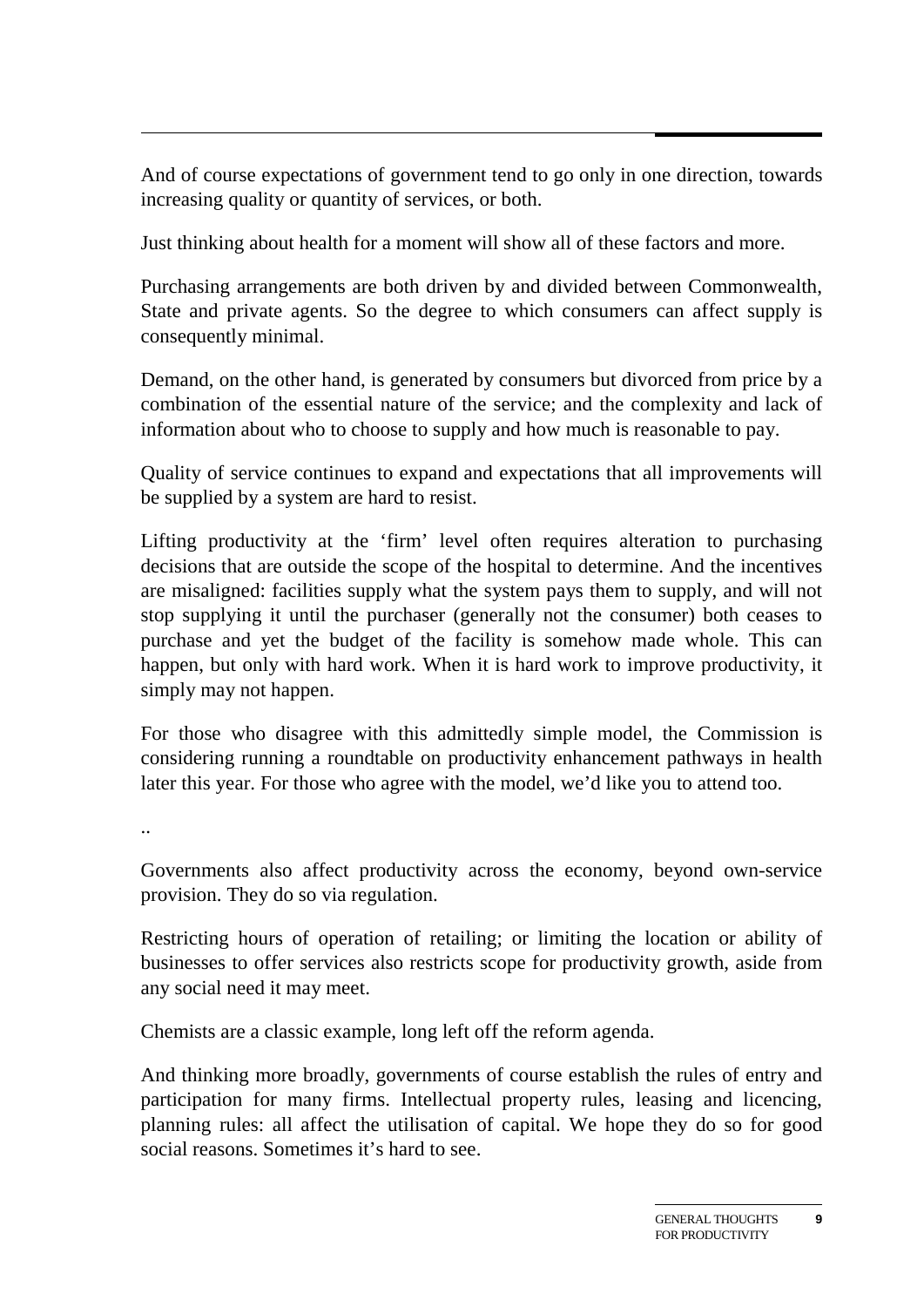And of course expectations of government tend to go only in one direction, towards increasing quality or quantity of services, or both.

Just thinking about health for a moment will show all of these factors and more.

Purchasing arrangements are both driven by and divided between Commonwealth, State and private agents. So the degree to which consumers can affect supply is consequently minimal.

Demand, on the other hand, is generated by consumers but divorced from price by a combination of the essential nature of the service; and the complexity and lack of information about who to choose to supply and how much is reasonable to pay.

Quality of service continues to expand and expectations that all improvements will be supplied by a system are hard to resist.

Lifting productivity at the 'firm' level often requires alteration to purchasing decisions that are outside the scope of the hospital to determine. And the incentives are misaligned: facilities supply what the system pays them to supply, and will not stop supplying it until the purchaser (generally not the consumer) both ceases to purchase and yet the budget of the facility is somehow made whole. This can happen, but only with hard work. When it is hard work to improve productivity, it simply may not happen.

For those who disagree with this admittedly simple model, the Commission is considering running a roundtable on productivity enhancement pathways in health later this year. For those who agree with the model, we'd like you to attend too.

..

Governments also affect productivity across the economy, beyond own-service provision. They do so via regulation.

Restricting hours of operation of retailing; or limiting the location or ability of businesses to offer services also restricts scope for productivity growth, aside from any social need it may meet.

Chemists are a classic example, long left off the reform agenda.

And thinking more broadly, governments of course establish the rules of entry and participation for many firms. Intellectual property rules, leasing and licencing, planning rules: all affect the utilisation of capital. We hope they do so for good social reasons. Sometimes it's hard to see.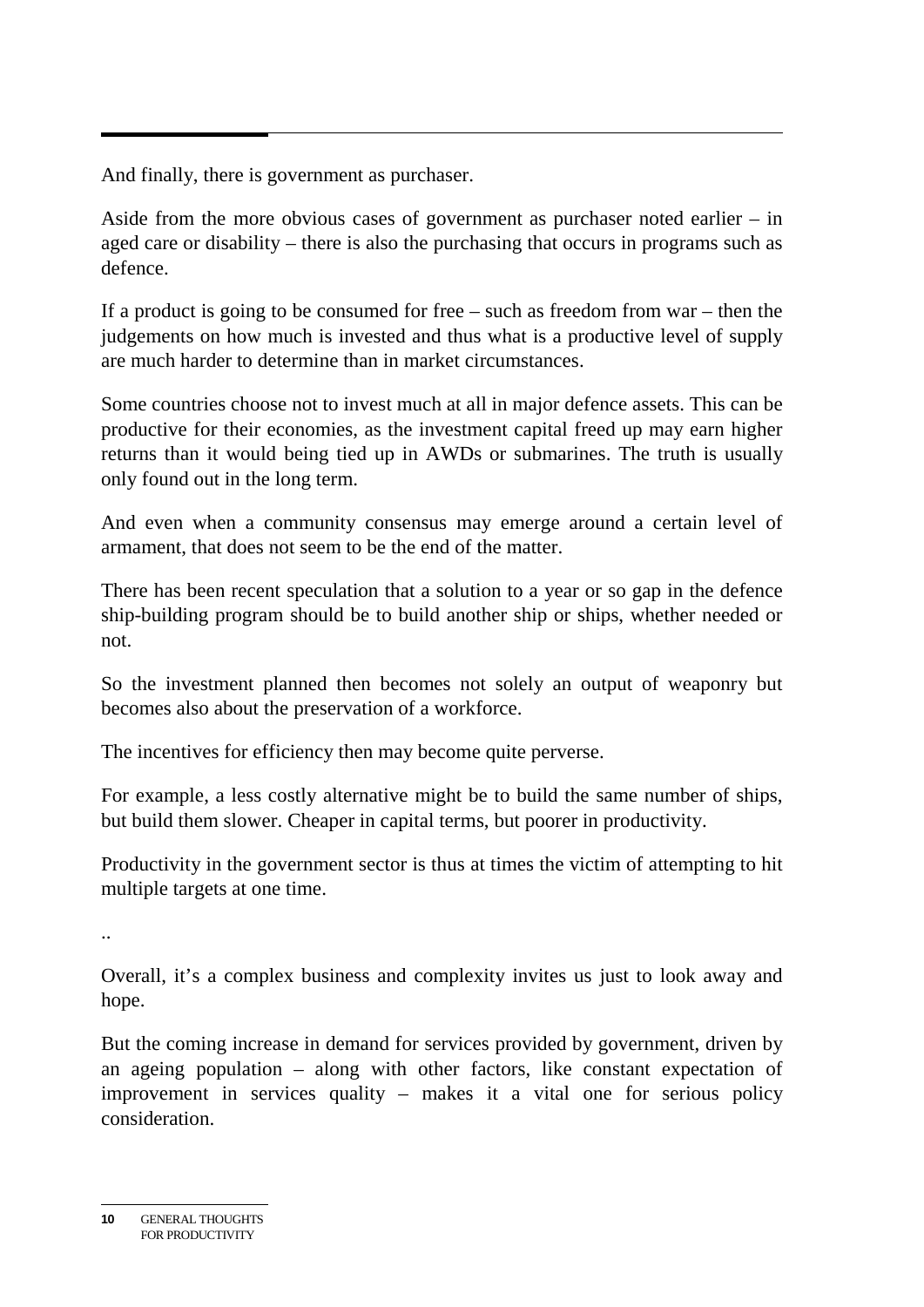And finally, there is government as purchaser.

Aside from the more obvious cases of government as purchaser noted earlier – in aged care or disability – there is also the purchasing that occurs in programs such as defence.

If a product is going to be consumed for free – such as freedom from war – then the judgements on how much is invested and thus what is a productive level of supply are much harder to determine than in market circumstances.

Some countries choose not to invest much at all in major defence assets. This can be productive for their economies, as the investment capital freed up may earn higher returns than it would being tied up in AWDs or submarines. The truth is usually only found out in the long term.

And even when a community consensus may emerge around a certain level of armament, that does not seem to be the end of the matter.

There has been recent speculation that a solution to a year or so gap in the defence ship-building program should be to build another ship or ships, whether needed or not.

So the investment planned then becomes not solely an output of weaponry but becomes also about the preservation of a workforce.

The incentives for efficiency then may become quite perverse.

For example, a less costly alternative might be to build the same number of ships, but build them slower. Cheaper in capital terms, but poorer in productivity.

Productivity in the government sector is thus at times the victim of attempting to hit multiple targets at one time.

..

Overall, it's a complex business and complexity invites us just to look away and hope.

But the coming increase in demand for services provided by government, driven by an ageing population – along with other factors, like constant expectation of improvement in services quality – makes it a vital one for serious policy consideration.